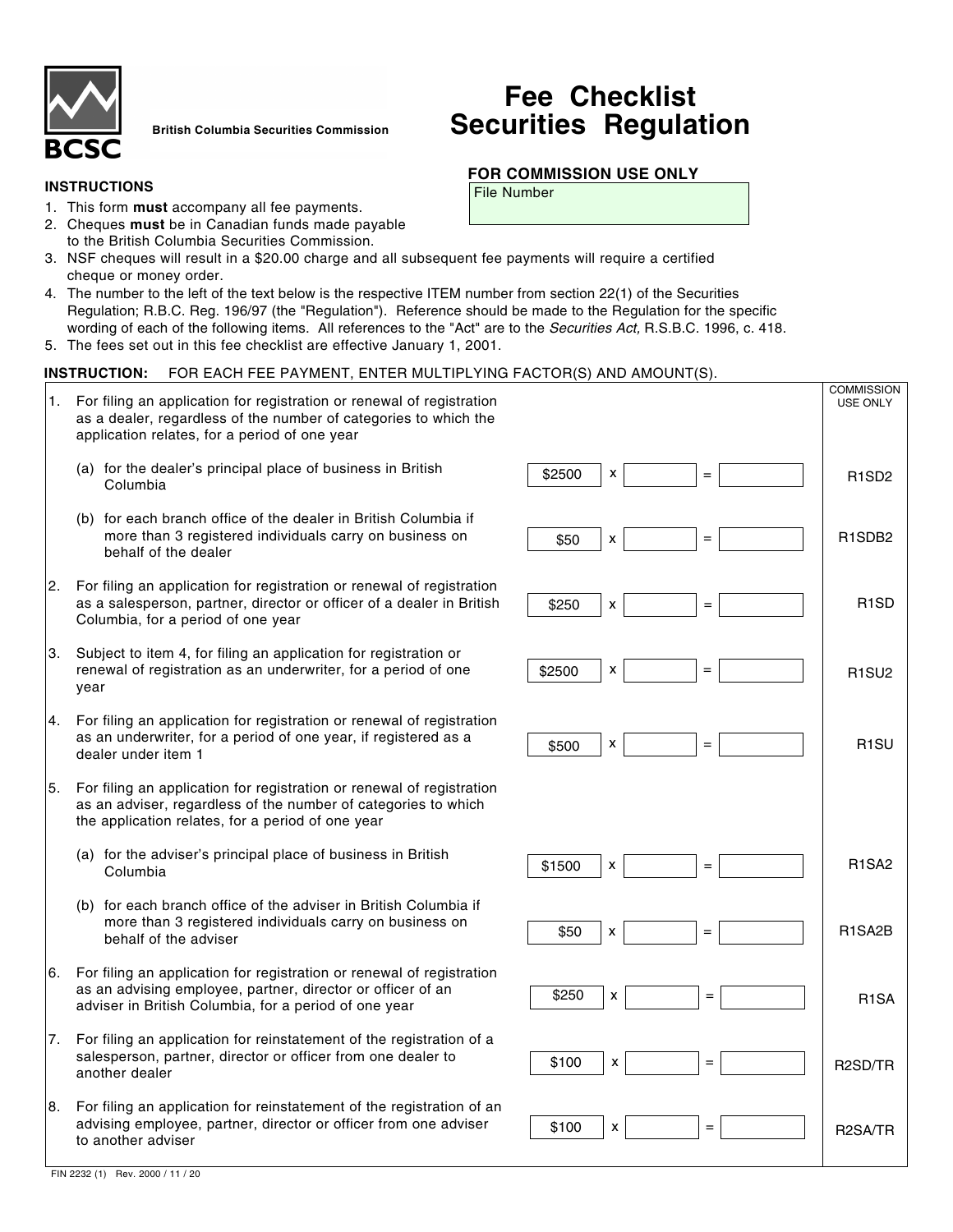BCSC

British Columbia Securities Commission

# Fee Checklist Securities Regulation

**FOR COMMISSION USE ONLY**

File Number

**INSTRUCTIONS**

1. This form **must** accompany all fee payments.
2. Cheques **must** be in Canadian funds made payable to the British Columbia Securities Commission.
3. NSF cheques will result in a $20.00 charge and all subsequent fee payments will require a certified cheque or money order.
4. The number to the left of the text below is the respective ITEM number from section 22(1) of the Securities Regulation; R.B.C. Reg. 196/97 (the "Regulation"). Reference should be made to the Regulation for the specific wording of each of the following items. All references to the "Act" are to the *Securities Act,* R.S.B.C. 1996, c. 418.
5. The fees set out in this fee checklist are effective January 1, 2001.

**INSTRUCTION:** FOR EACH FEE PAYMENT, ENTER MULTIPLYING FACTOR(S) AND AMOUNT(S).

| Item | Description | Fee | | Factor | | Amount | COMMISSION USE ONLY |
|---|---|---|---|---|---|---|---|
| 1. | For filing an application for registration or renewal of registration as a dealer, regardless of the number of categories to which the application relates, for a period of one year | | | | | | |
| | (a) for the dealer's principal place of business in British Columbia | $2500 | x | | = | | R1SD2 |
| | (b) for each branch office of the dealer in British Columbia if more than 3 registered individuals carry on business on behalf of the dealer | $50 | x | | = | | R1SDB2 |
| 2. | For filing an application for registration or renewal of registration as a salesperson, partner, director or officer of a dealer in British Columbia, for a period of one year | $250 | x | | = | | R1SD |
| 3. | Subject to item 4, for filing an application for registration or renewal of registration as an underwriter, for a period of one year | $2500 | x | | = | | R1SU2 |
| 4. | For filing an application for registration or renewal of registration as an underwriter, for a period of one year, if registered as a dealer under item 1 | $500 | x | | = | | R1SU |
| 5. | For filing an application for registration or renewal of registration as an adviser, regardless of the number of categories to which the application relates, for a period of one year | | | | | | |
| | (a) for the adviser's principal place of business in British Columbia | $1500 | x | | = | | R1SA2 |
| | (b) for each branch office of the adviser in British Columbia if more than 3 registered individuals carry on business on behalf of the adviser | $50 | x | | = | | R1SA2B |
| 6. | For filing an application for registration or renewal of registration as an advising employee, partner, director or officer of an adviser in British Columbia, for a period of one year | $250 | x | | = | | R1SA |
| 7. | For filing an application for reinstatement of the registration of a salesperson, partner, director or officer from one dealer to another dealer | $100 | x | | = | | R2SD/TR |
| 8. | For filing an application for reinstatement of the registration of an advising employee, partner, director or officer from one adviser to another adviser | $100 | x | | = | | R2SA/TR |

FIN 2232 (1) Rev. 2000 / 11 / 20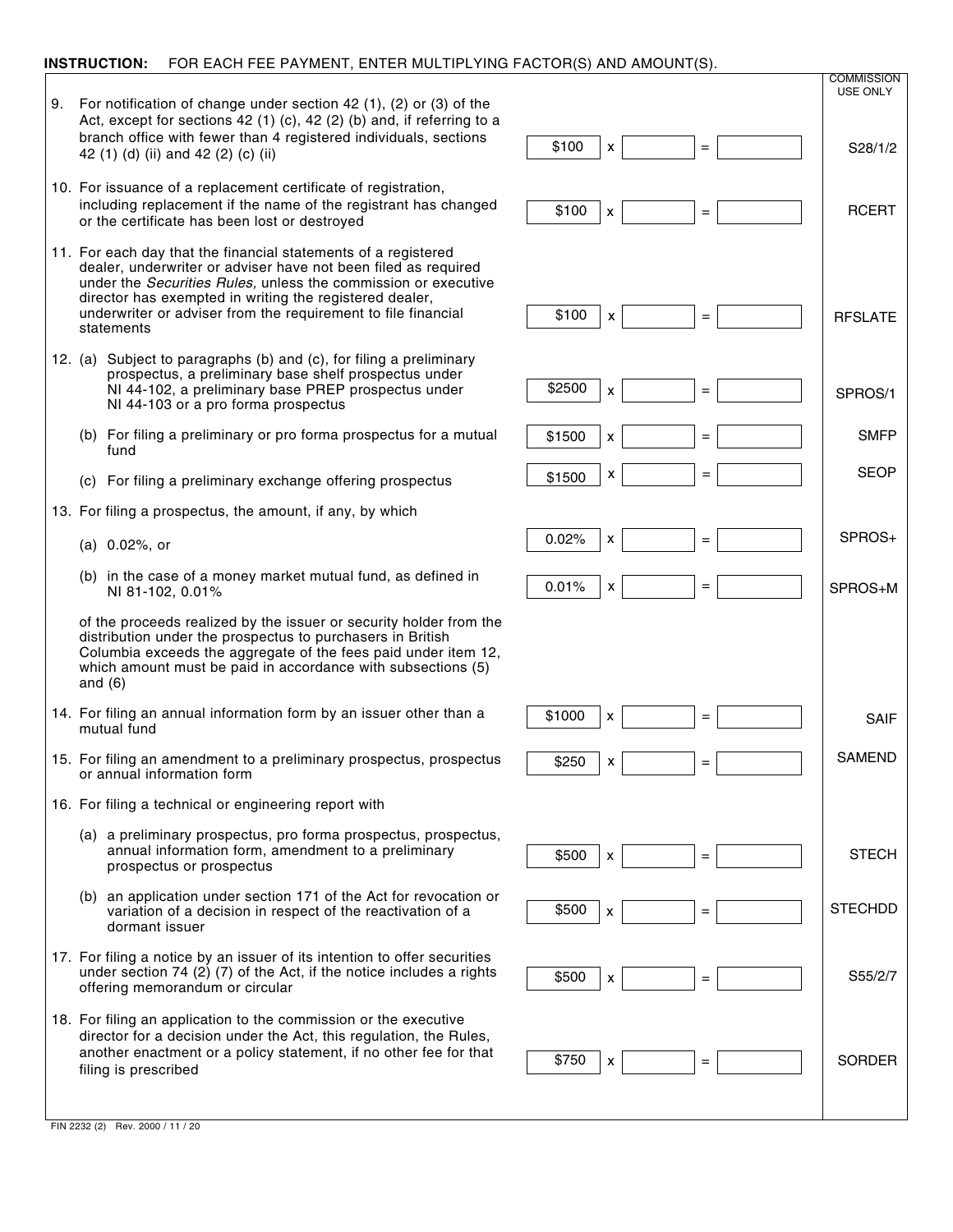**INSTRUCTION:** FOR EACH FEE PAYMENT, ENTER MULTIPLYING FACTOR(S) AND AMOUNT(S).

| Item | Fee | x | Factor | = | Amount | COMMISSION USE ONLY |
|---|---|---|---|---|---|---|
| 9. For notification of change under section 42 (1), (2) or (3) of the Act, except for sections 42 (1) (c), 42 (2) (b) and, if referring to a branch office with fewer than 4 registered individuals, sections 42 (1) (d) (ii) and 42 (2) (c) (ii) | $100 | x | | = | | S28/1/2 |
| 10. For issuance of a replacement certificate of registration, including replacement if the name of the registrant has changed or the certificate has been lost or destroyed | $100 | x | | = | | RCERT |
| 11. For each day that the financial statements of a registered dealer, underwriter or adviser have not been filed as required under the *Securities Rules,* unless the commission or executive director has exempted in writing the registered dealer, underwriter or adviser from the requirement to file financial statements | $100 | x | | = | | RFSLATE |
| 12. (a) Subject to paragraphs (b) and (c), for filing a preliminary prospectus, a preliminary base shelf prospectus under NI 44-102, a preliminary base PREP prospectus under NI 44-103 or a pro forma prospectus | $2500 | x | | = | | SPROS/1 |
| (b) For filing a preliminary or pro forma prospectus for a mutual fund | $1500 | x | | = | | SMFP |
| (c) For filing a preliminary exchange offering prospectus | $1500 | x | | = | | SEOP |
| 13. For filing a prospectus, the amount, if any, by which | | | | | | |
| (a) 0.02%, or | 0.02% | x | | = | | SPROS+ |
| (b) in the case of a money market mutual fund, as defined in NI 81-102, 0.01% | 0.01% | x | | = | | SPROS+M |
| of the proceeds realized by the issuer or security holder from the distribution under the prospectus to purchasers in British Columbia exceeds the aggregate of the fees paid under item 12, which amount must be paid in accordance with subsections (5) and (6) | | | | | | |
| 14. For filing an annual information form by an issuer other than a mutual fund | $1000 | x | | = | | SAIF |
| 15. For filing an amendment to a preliminary prospectus, prospectus or annual information form | $250 | x | | = | | SAMEND |
| 16. For filing a technical or engineering report with | | | | | | |
| (a) a preliminary prospectus, pro forma prospectus, prospectus, annual information form, amendment to a preliminary prospectus or prospectus | $500 | x | | = | | STECH |
| (b) an application under section 171 of the Act for revocation or variation of a decision in respect of the reactivation of a dormant issuer | $500 | x | | = | | STECHDD |
| 17. For filing a notice by an issuer of its intention to offer securities under section 74 (2) (7) of the Act, if the notice includes a rights offering memorandum or circular | $500 | x | | = | | S55/2/7 |
| 18. For filing an application to the commission or the executive director for a decision under the Act, this regulation, the Rules, another enactment or a policy statement, if no other fee for that filing is prescribed | $750 | x | | = | | SORDER |

FIN 2232 (2) Rev. 2000 / 11 / 20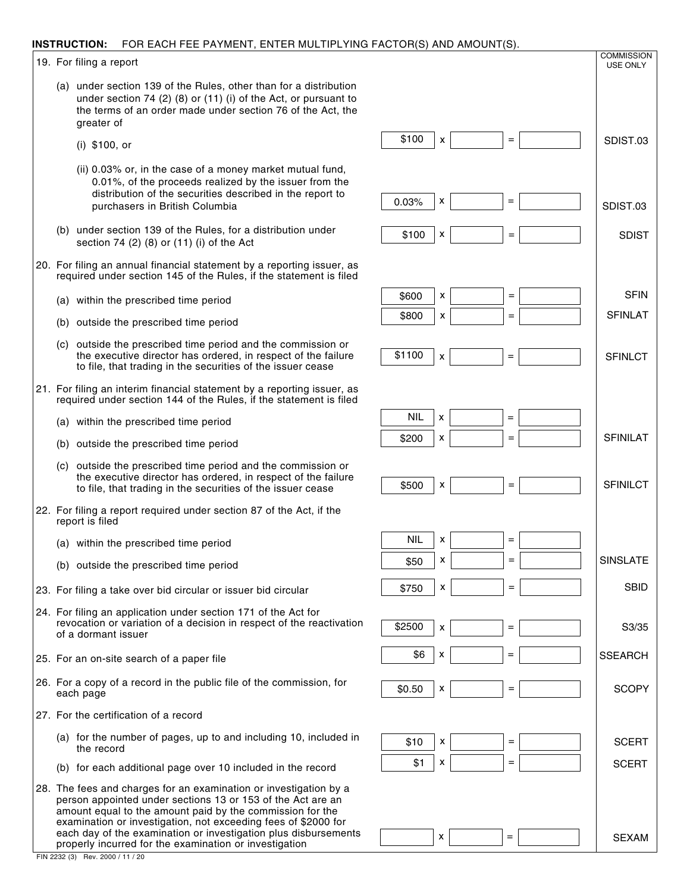**INSTRUCTION:** FOR EACH FEE PAYMENT, ENTER MULTIPLYING FACTOR(S) AND AMOUNT(S).

| Item | Fee | x | Factor | = | Amount | COMMISSION USE ONLY |
|---|---|---|---|---|---|---|
| 19. For filing a report | | | | | | |
| (a) under section 139 of the Rules, other than for a distribution under section 74 (2) (8) or (11) (i) of the Act, or pursuant to the terms of an order made under section 76 of the Act, the greater of | | | | | | |
| (i) $100, or | $100 | x | | = | | SDIST.03 |
| (ii) 0.03% or, in the case of a money market mutual fund, 0.01%, of the proceeds realized by the issuer from the distribution of the securities described in the report to purchasers in British Columbia | 0.03% | x | | = | | SDIST.03 |
| (b) under section 139 of the Rules, for a distribution under section 74 (2) (8) or (11) (i) of the Act | $100 | x | | = | | SDIST |
| 20. For filing an annual financial statement by a reporting issuer, as required under section 145 of the Rules, if the statement is filed | | | | | | |
| (a) within the prescribed time period | $600 | x | | = | | SFIN |
| (b) outside the prescribed time period | $800 | x | | = | | SFINLAT |
| (c) outside the prescribed time period and the commission or the executive director has ordered, in respect of the failure to file, that trading in the securities of the issuer cease | $1100 | x | | = | | SFINLCT |
| 21. For filing an interim financial statement by a reporting issuer, as required under section 144 of the Rules, if the statement is filed | | | | | | |
| (a) within the prescribed time period | NIL | x | | = | | |
| (b) outside the prescribed time period | $200 | x | | = | | SFINILAT |
| (c) outside the prescribed time period and the commission or the executive director has ordered, in respect of the failure to file, that trading in the securities of the issuer cease | $500 | x | | = | | SFINILCT |
| 22. For filing a report required under section 87 of the Act, if the report is filed | | | | | | |
| (a) within the prescribed time period | NIL | x | | = | | |
| (b) outside the prescribed time period | $50 | x | | = | | SINSLATE |
| 23. For filing a take over bid circular or issuer bid circular | $750 | x | | = | | SBID |
| 24. For filing an application under section 171 of the Act for revocation or variation of a decision in respect of the reactivation of a dormant issuer | $2500 | x | | = | | S3/35 |
| 25. For an on-site search of a paper file | $6 | x | | = | | SSEARCH |
| 26. For a copy of a record in the public file of the commission, for each page | $0.50 | x | | = | | SCOPY |
| 27. For the certification of a record | | | | | | |
| (a) for the number of pages, up to and including 10, included in the record | $10 | x | | = | | SCERT |
| (b) for each additional page over 10 included in the record | $1 | x | | = | | SCERT |
| 28. The fees and charges for an examination or investigation by a person appointed under sections 13 or 153 of the Act are an amount equal to the amount paid by the commission for the examination or investigation, not exceeding fees of $2000 for each day of the examination or investigation plus disbursements properly incurred for the examination or investigation | | x | | = | | SEXAM |

FIN 2232 (3) Rev. 2000 / 11 / 20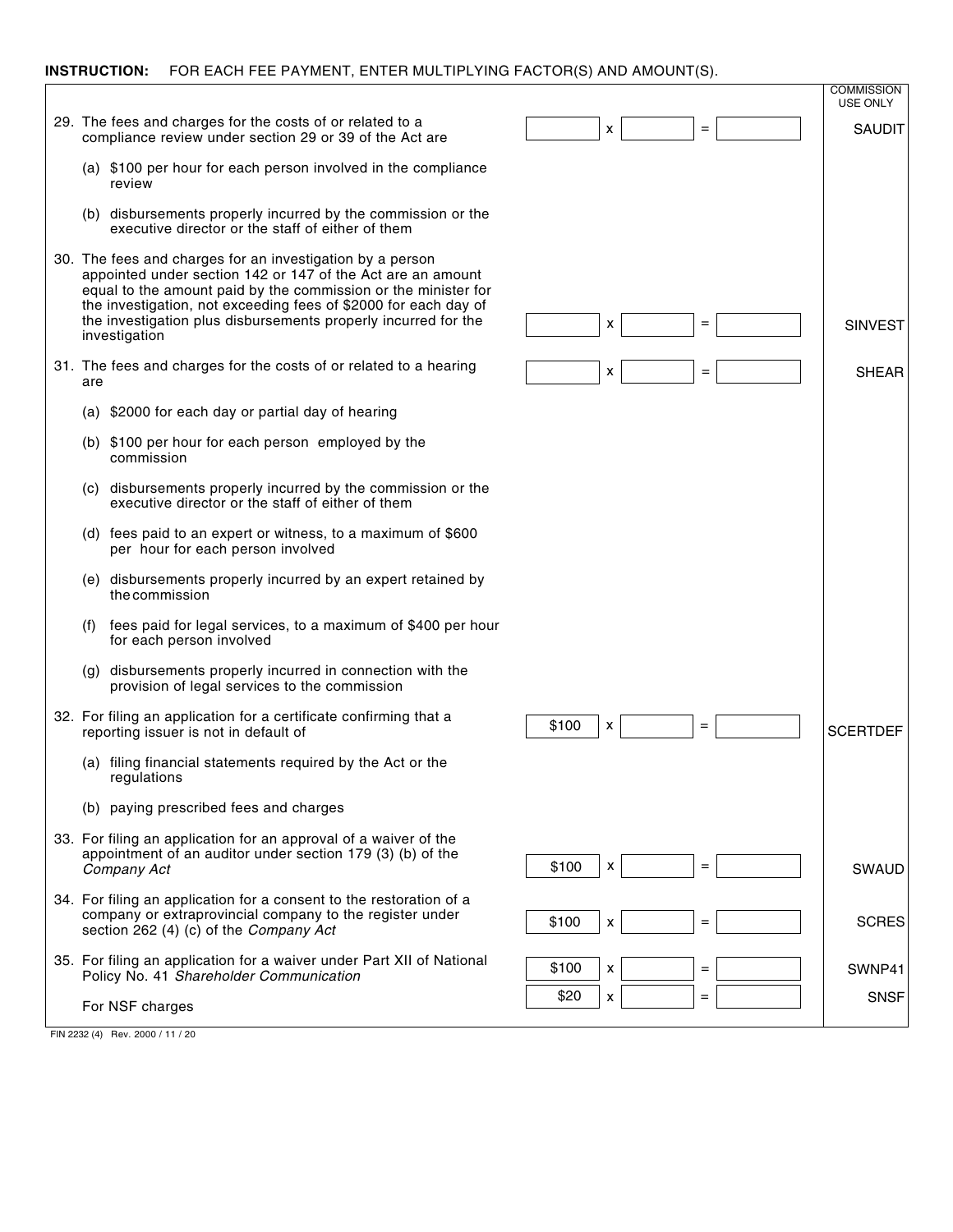**INSTRUCTION:** FOR EACH FEE PAYMENT, ENTER MULTIPLYING FACTOR(S) AND AMOUNT(S).

| | | | | | | COMMISSION USE ONLY |
|---|---|---|---|---|---|---|
| 29. The fees and charges for the costs of or related to a compliance review under section 29 or 39 of the Act are | | x | | = | | SAUDIT |
| (a) $100 per hour for each person involved in the compliance review | | | | | | |
| (b) disbursements properly incurred by the commission or the executive director or the staff of either of them | | | | | | |
| 30. The fees and charges for an investigation by a person appointed under section 142 or 147 of the Act are an amount equal to the amount paid by the commission or the minister for the investigation, not exceeding fees of $2000 for each day of the investigation plus disbursements properly incurred for the investigation | | x | | = | | SINVEST |
| 31. The fees and charges for the costs of or related to a hearing are | | x | | = | | SHEAR |
| (a) $2000 for each day or partial day of hearing | | | | | | |
| (b) $100 per hour for each person employed by the commission | | | | | | |
| (c) disbursements properly incurred by the commission or the executive director or the staff of either of them | | | | | | |
| (d) fees paid to an expert or witness, to a maximum of $600 per hour for each person involved | | | | | | |
| (e) disbursements properly incurred by an expert retained by the commission | | | | | | |
| (f) fees paid for legal services, to a maximum of $400 per hour for each person involved | | | | | | |
| (g) disbursements properly incurred in connection with the provision of legal services to the commission | | | | | | |
| 32. For filing an application for a certificate confirming that a reporting issuer is not in default of | $100 | x | | = | | SCERTDEF |
| (a) filing financial statements required by the Act or the regulations | | | | | | |
| (b) paying prescribed fees and charges | | | | | | |
| 33. For filing an application for an approval of a waiver of the appointment of an auditor under section 179 (3) (b) of the *Company Act* | $100 | x | | = | | SWAUD |
| 34. For filing an application for a consent to the restoration of a company or extraprovincial company to the register under section 262 (4) (c) of the *Company Act* | $100 | x | | = | | SCRES |
| 35. For filing an application for a waiver under Part XII of National Policy No. 41 *Shareholder Communication* | $100 | x | | = | | SWNP41 |
| For NSF charges | $20 | x | | = | | SNSF |

FIN 2232 (4) Rev. 2000 / 11 / 20